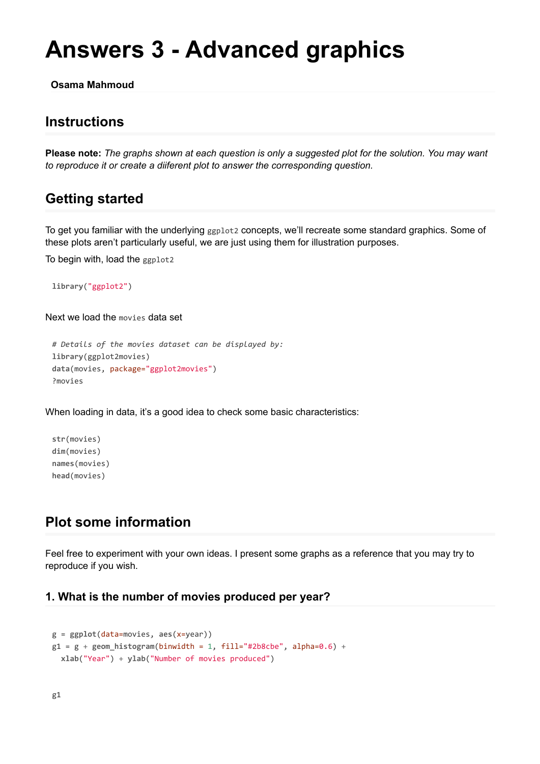# Answers 3 - Advanced graphics

**Osama Mahmoud**

## Instructions

**Please note:** *The graphs shown at each question is only a suggested plot for the solution. You may want to reproduce it or create a diiferent plot to answer the corresponding question.*

## Getting started

To get you familiar with the underlying `ggplot2` concepts, we'll recreate some standard graphics. Some of these plots aren't particularly useful, we are just using them for illustration purposes.

To begin with, load the `ggplot2`

```
library("ggplot2")
```

Next we load the `movies` data set

```
# Details of the movies dataset can be displayed by:
library(ggplot2movies)
data(movies, package="ggplot2movies")
?movies
```

When loading in data, it's a good idea to check some basic characteristics:

```
str(movies)
dim(movies)
names(movies)
head(movies)
```

## Plot some information

Feel free to experiment with your own ideas. I present some graphs as a reference that you may try to reproduce if you wish.

### 1. What is the number of movies produced per year?

```
g = ggplot(data=movies, aes(x=year))
g1 = g + geom_histogram(binwidth = 1, fill="#2b8cbe", alpha=0.6) +
  xlab("Year") + ylab("Number of movies produced")
```

```
g1
```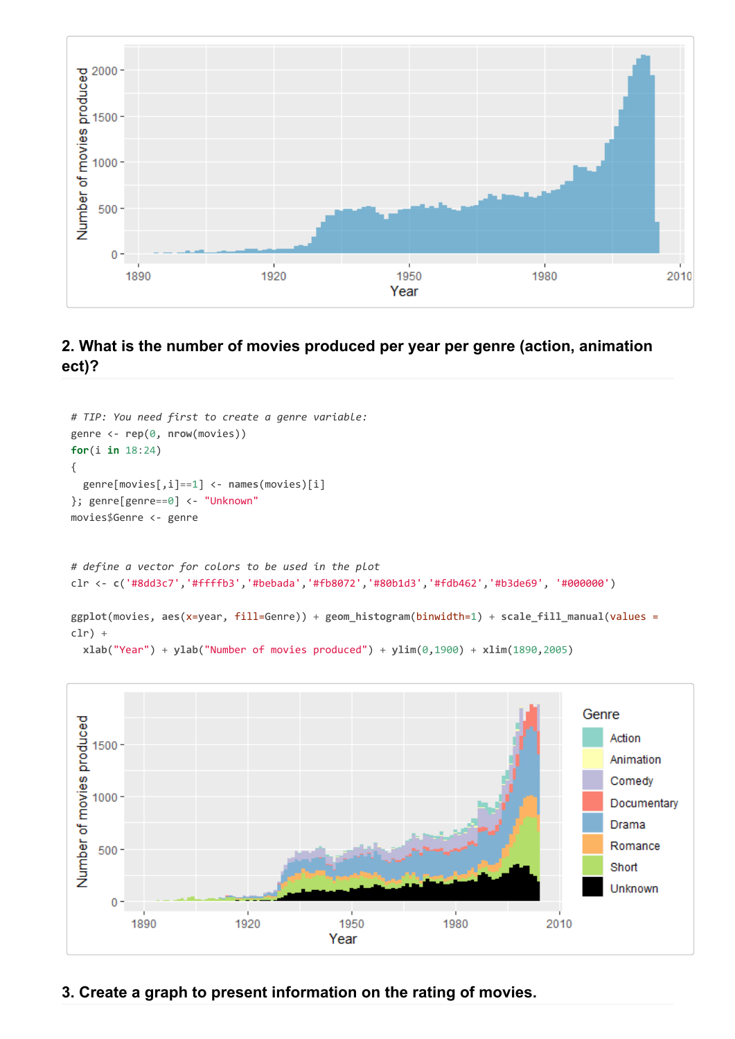## 2. What is the number of movies produced per year per genre (action, animation ect)?

```r
# TIP: You need first to create a genre variable:
genre <- rep(0, nrow(movies))
for(i in 18:24)
{
  genre[movies[,i]==1] <- names(movies)[i]
}; genre[genre==0] <- "Unknown"
movies$Genre <- genre


# define a vector for colors to be used in the plot
clr <- c('#8dd3c7','#ffffb3','#bebada','#fb8072','#80b1d3','#fdb462','#b3de69', '#000000')

ggplot(movies, aes(x=year, fill=Genre)) + geom_histogram(binwidth=1) + scale_fill_manual(values =
clr) +
  xlab("Year") + ylab("Number of movies produced") + ylim(0,1900) + xlim(1890,2005)
```

## 3. Create a graph to present information on the rating of movies.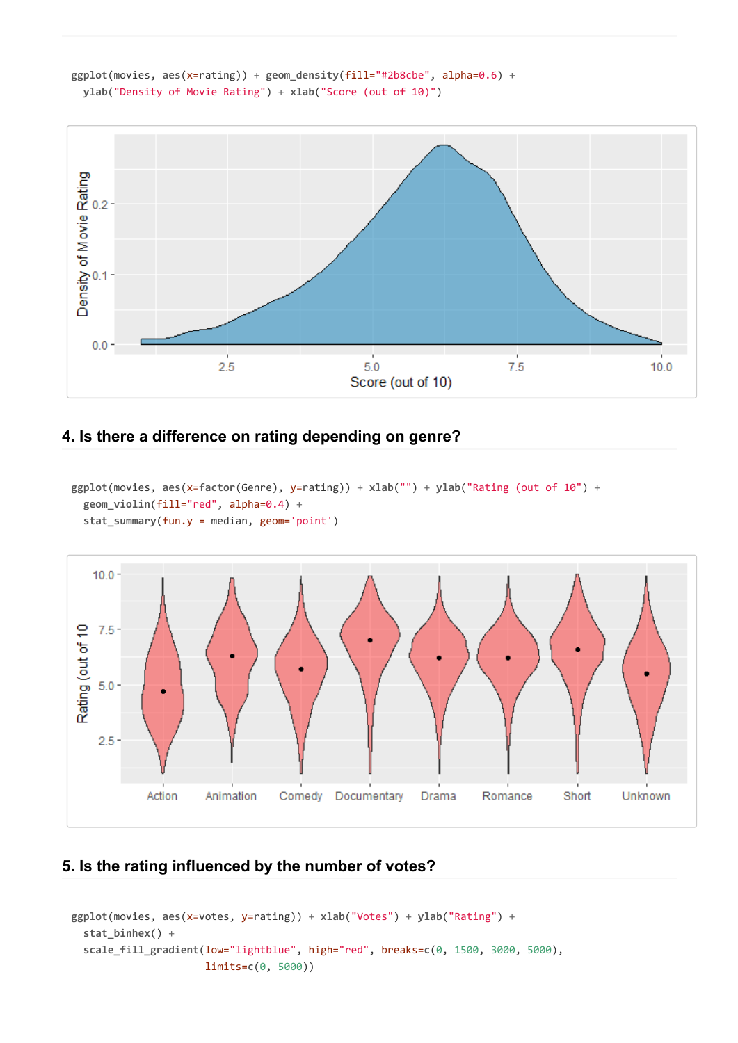```
ggplot(movies, aes(x=rating)) + geom_density(fill="#2b8cbe", alpha=0.6) +
  ylab("Density of Movie Rating") + xlab("Score (out of 10)")
```

## 4. Is there a difference on rating depending on genre?

```
ggplot(movies, aes(x=factor(Genre), y=rating)) + xlab("") + ylab("Rating (out of 10") +
  geom_violin(fill="red", alpha=0.4) +
  stat_summary(fun.y = median, geom='point')
```

## 5. Is the rating influenced by the number of votes?

```
ggplot(movies, aes(x=votes, y=rating)) + xlab("Votes") + ylab("Rating") +
  stat_binhex() +
  scale_fill_gradient(low="lightblue", high="red", breaks=c(0, 1500, 3000, 5000),
                      limits=c(0, 5000))
```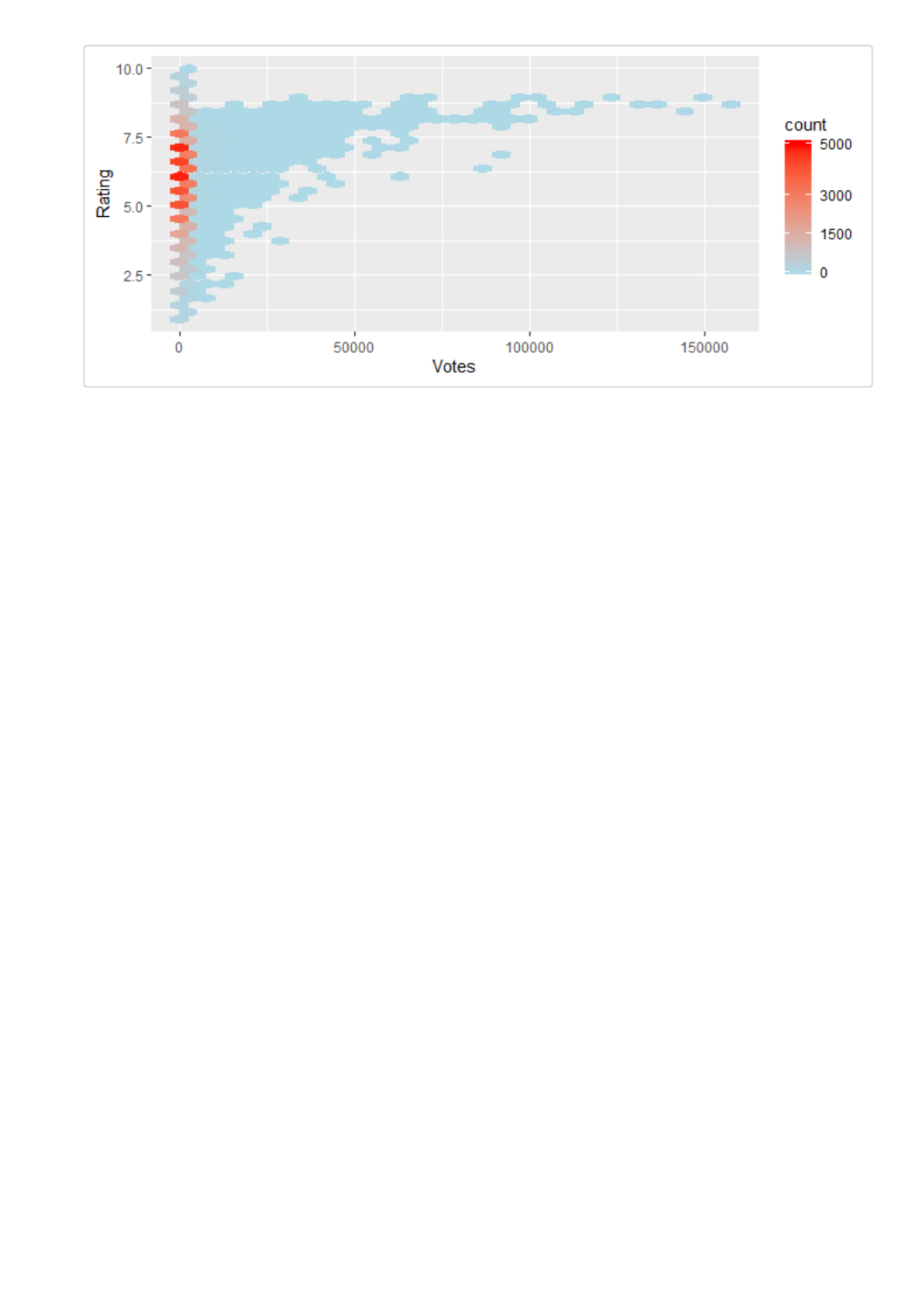Rating

10.0

7.5

5.0

2.5

0

50000

100000

150000

Votes

count

5000

3000

1500

0